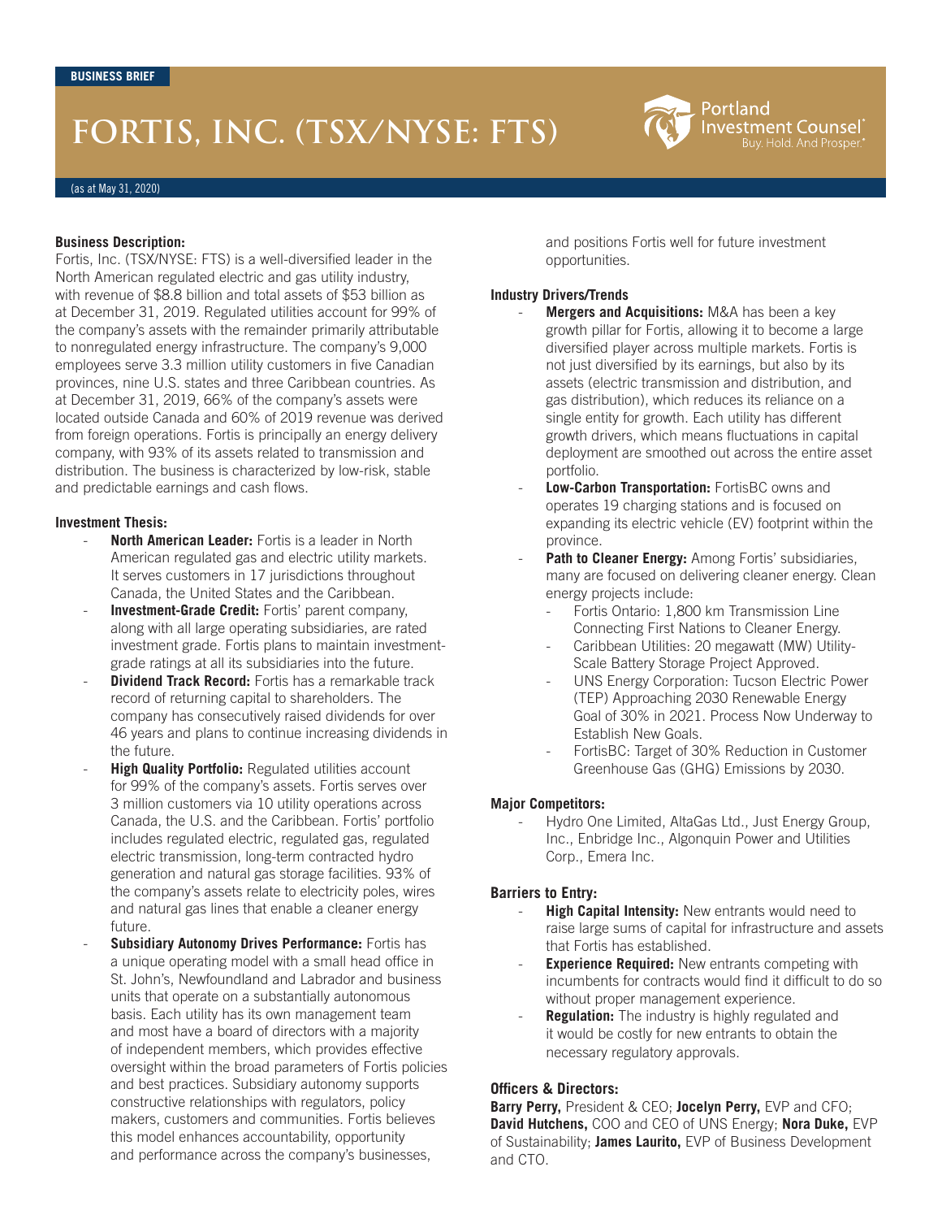BUSINESS BRIEF

# FORTIS, INC. (TSX/NYSE: FTS)

Portland Investment Counsel® Buy. Hold. And Prosper.®

(as at May 31, 2020)

**Business Description:**

Fortis, Inc. (TSX/NYSE: FTS) is a well-diversified leader in the North American regulated electric and gas utility industry, with revenue of $8.8 billion and total assets of $53 billion as at December 31, 2019. Regulated utilities account for 99% of the company's assets with the remainder primarily attributable to nonregulated energy infrastructure. The company's 9,000 employees serve 3.3 million utility customers in five Canadian provinces, nine U.S. states and three Caribbean countries. As at December 31, 2019, 66% of the company's assets were located outside Canada and 60% of 2019 revenue was derived from foreign operations. Fortis is principally an energy delivery company, with 93% of its assets related to transmission and distribution. The business is characterized by low-risk, stable and predictable earnings and cash flows.

**Investment Thesis:**

- **North American Leader:** Fortis is a leader in North American regulated gas and electric utility markets. It serves customers in 17 jurisdictions throughout Canada, the United States and the Caribbean.
- **Investment-Grade Credit:** Fortis' parent company, along with all large operating subsidiaries, are rated investment grade. Fortis plans to maintain investment-grade ratings at all its subsidiaries into the future.
- **Dividend Track Record:** Fortis has a remarkable track record of returning capital to shareholders. The company has consecutively raised dividends for over 46 years and plans to continue increasing dividends in the future.
- **High Quality Portfolio:** Regulated utilities account for 99% of the company's assets. Fortis serves over 3 million customers via 10 utility operations across Canada, the U.S. and the Caribbean. Fortis' portfolio includes regulated electric, regulated gas, regulated electric transmission, long-term contracted hydro generation and natural gas storage facilities. 93% of the company's assets relate to electricity poles, wires and natural gas lines that enable a cleaner energy future.
- **Subsidiary Autonomy Drives Performance:** Fortis has a unique operating model with a small head office in St. John's, Newfoundland and Labrador and business units that operate on a substantially autonomous basis. Each utility has its own management team and most have a board of directors with a majority of independent members, which provides effective oversight within the broad parameters of Fortis policies and best practices. Subsidiary autonomy supports constructive relationships with regulators, policy makers, customers and communities. Fortis believes this model enhances accountability, opportunity and performance across the company's businesses, and positions Fortis well for future investment opportunities.

**Industry Drivers/Trends**

- **Mergers and Acquisitions:** M&A has been a key growth pillar for Fortis, allowing it to become a large diversified player across multiple markets. Fortis is not just diversified by its earnings, but also by its assets (electric transmission and distribution, and gas distribution), which reduces its reliance on a single entity for growth. Each utility has different growth drivers, which means fluctuations in capital deployment are smoothed out across the entire asset portfolio.
- **Low-Carbon Transportation:** FortisBC owns and operates 19 charging stations and is focused on expanding its electric vehicle (EV) footprint within the province.
- **Path to Cleaner Energy:** Among Fortis' subsidiaries, many are focused on delivering cleaner energy. Clean energy projects include:
  - Fortis Ontario: 1,800 km Transmission Line Connecting First Nations to Cleaner Energy.
  - Caribbean Utilities: 20 megawatt (MW) Utility-Scale Battery Storage Project Approved.
  - UNS Energy Corporation: Tucson Electric Power (TEP) Approaching 2030 Renewable Energy Goal of 30% in 2021. Process Now Underway to Establish New Goals.
  - FortisBC: Target of 30% Reduction in Customer Greenhouse Gas (GHG) Emissions by 2030.

**Major Competitors:**

- Hydro One Limited, AltaGas Ltd., Just Energy Group, Inc., Enbridge Inc., Algonquin Power and Utilities Corp., Emera Inc.

**Barriers to Entry:**

- **High Capital Intensity:** New entrants would need to raise large sums of capital for infrastructure and assets that Fortis has established.
- **Experience Required:** New entrants competing with incumbents for contracts would find it difficult to do so without proper management experience.
- **Regulation:** The industry is highly regulated and it would be costly for new entrants to obtain the necessary regulatory approvals.

**Officers & Directors:**

**Barry Perry,** President & CEO; **Jocelyn Perry,** EVP and CFO; **David Hutchens,** COO and CEO of UNS Energy; **Nora Duke,** EVP of Sustainability; **James Laurito,** EVP of Business Development and CTO.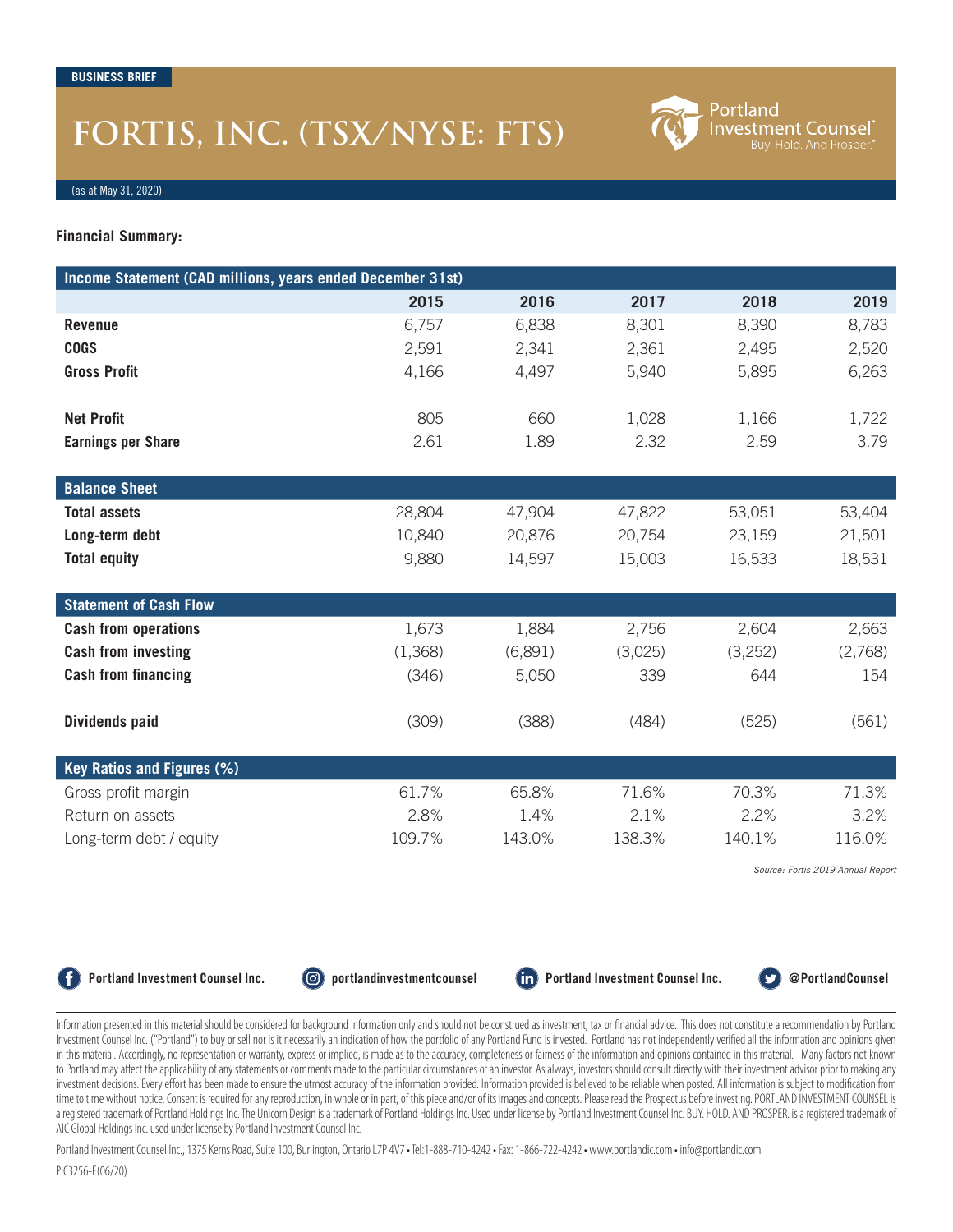BUSINESS BRIEF

# FORTIS, INC. (TSX/NYSE: FTS)

Portland Investment Counsel®
Buy. Hold. And Prosper.®

(as at May 31, 2020)

**Financial Summary:**

| Income Statement (CAD millions, years ended December 31st) | 2015 | 2016 | 2017 | 2018 | 2019 |
|---|---|---|---|---|---|
| **Revenue** | 6,757 | 6,838 | 8,301 | 8,390 | 8,783 |
| **COGS** | 2,591 | 2,341 | 2,361 | 2,495 | 2,520 |
| **Gross Profit** | 4,166 | 4,497 | 5,940 | 5,895 | 6,263 |
| **Net Profit** | 805 | 660 | 1,028 | 1,166 | 1,722 |
| **Earnings per Share** | 2.61 | 1.89 | 2.32 | 2.59 | 3.79 |
| **Balance Sheet** | | | | | |
| **Total assets** | 28,804 | 47,904 | 47,822 | 53,051 | 53,404 |
| **Long-term debt** | 10,840 | 20,876 | 20,754 | 23,159 | 21,501 |
| **Total equity** | 9,880 | 14,597 | 15,003 | 16,533 | 18,531 |
| **Statement of Cash Flow** | | | | | |
| **Cash from operations** | 1,673 | 1,884 | 2,756 | 2,604 | 2,663 |
| **Cash from investing** | (1,368) | (6,891) | (3,025) | (3,252) | (2,768) |
| **Cash from financing** | (346) | 5,050 | 339 | 644 | 154 |
| **Dividends paid** | (309) | (388) | (484) | (525) | (561) |
| **Key Ratios and Figures (%)** | | | | | |
| Gross profit margin | 61.7% | 65.8% | 71.6% | 70.3% | 71.3% |
| Return on assets | 2.8% | 1.4% | 2.1% | 2.2% | 3.2% |
| Long-term debt / equity | 109.7% | 143.0% | 138.3% | 140.1% | 116.0% |

*Source: Fortis 2019 Annual Report*

**Portland Investment Counsel Inc.** **portlandinvestmentcounsel** **Portland Investment Counsel Inc.** **@PortlandCounsel**

Information presented in this material should be considered for background information only and should not be construed as investment, tax or financial advice. This does not constitute a recommendation by Portland Investment Counsel Inc. ("Portland") to buy or sell nor is it necessarily an indication of how the portfolio of any Portland Fund is invested. Portland has not independently verified all the information and opinions given in this material. Accordingly, no representation or warranty, express or implied, is made as to the accuracy, completeness or fairness of the information and opinions contained in this material. Many factors not known to Portland may affect the applicability of any statements or comments made to the particular circumstances of an investor. As always, investors should consult directly with their investment advisor prior to making any investment decisions. Every effort has been made to ensure the utmost accuracy of the information provided. Information provided is believed to be reliable when posted. All information is subject to modification from time to time without notice. Consent is required for any reproduction, in whole or in part, of this piece and/or of its images and concepts. Please read the Prospectus before investing. PORTLAND INVESTMENT COUNSEL is a registered trademark of Portland Holdings Inc. The Unicorn Design is a trademark of Portland Holdings Inc. Used under license by Portland Investment Counsel Inc. BUY. HOLD. AND PROSPER. is a registered trademark of AIC Global Holdings Inc. used under license by Portland Investment Counsel Inc.

Portland Investment Counsel Inc., 1375 Kerns Road, Suite 100, Burlington, Ontario L7P 4V7 • Tel:1-888-710-4242 • Fax: 1-866-722-4242 • www.portlandic.com • info@portlandic.com

PIC3256-E(06/20)